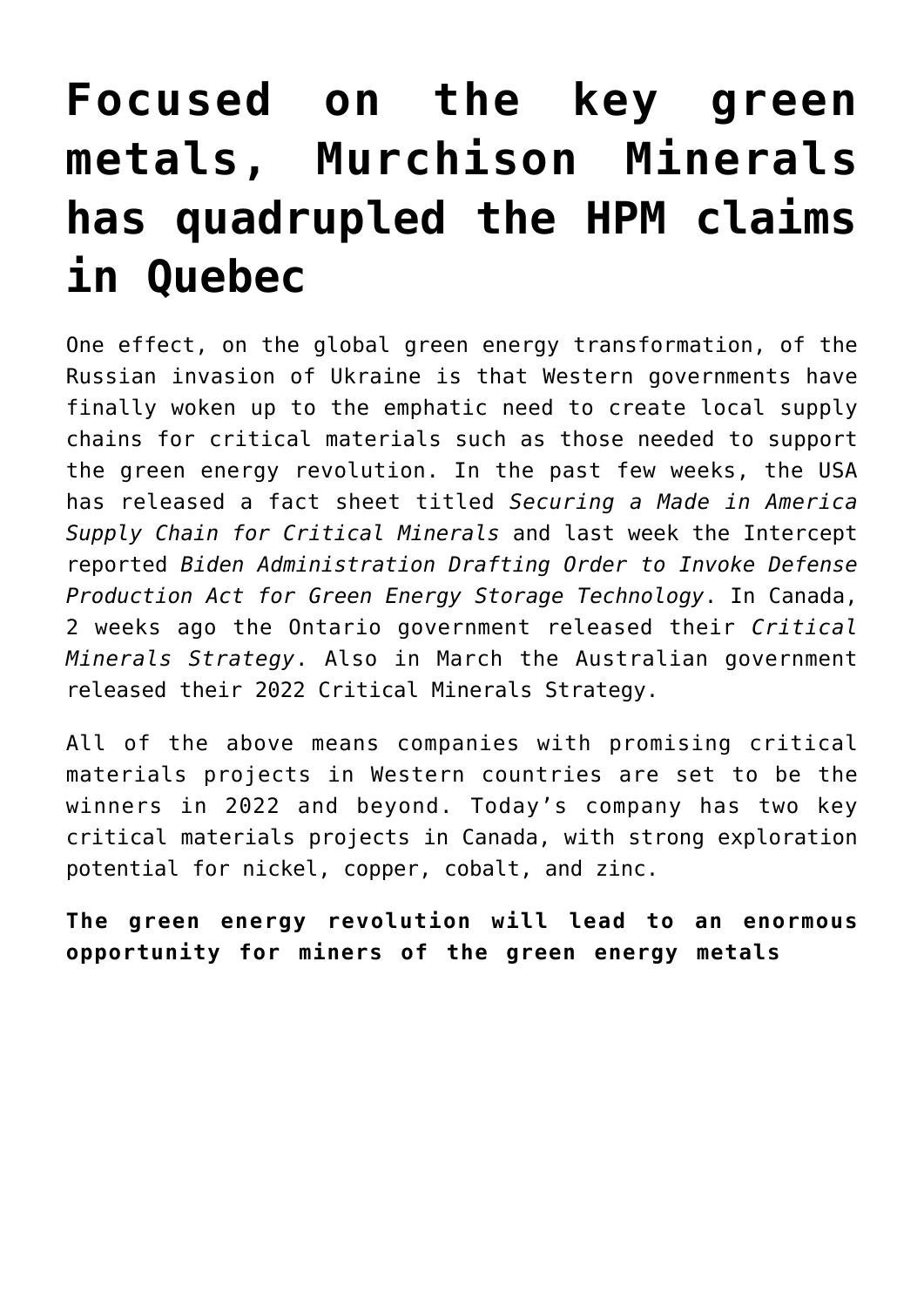# Focused on the key green metals, Murchison Minerals has quadrupled the HPM claims in Quebec

One effect, on the global green energy transformation, of the Russian invasion of Ukraine is that Western governments have finally woken up to the emphatic need to create local supply chains for critical materials such as those needed to support the green energy revolution. In the past few weeks, the USA has released a fact sheet titled *Securing a Made in America Supply Chain for Critical Minerals* and last week the Intercept reported *Biden Administration Drafting Order to Invoke Defense Production Act for Green Energy Storage Technology*. In Canada, 2 weeks ago the Ontario government released their *Critical Minerals Strategy*. Also in March the Australian government released their 2022 Critical Minerals Strategy.

All of the above means companies with promising critical materials projects in Western countries are set to be the winners in 2022 and beyond. Today's company has two key critical materials projects in Canada, with strong exploration potential for nickel, copper, cobalt, and zinc.

**The green energy revolution will lead to an enormous opportunity for miners of the green energy metals**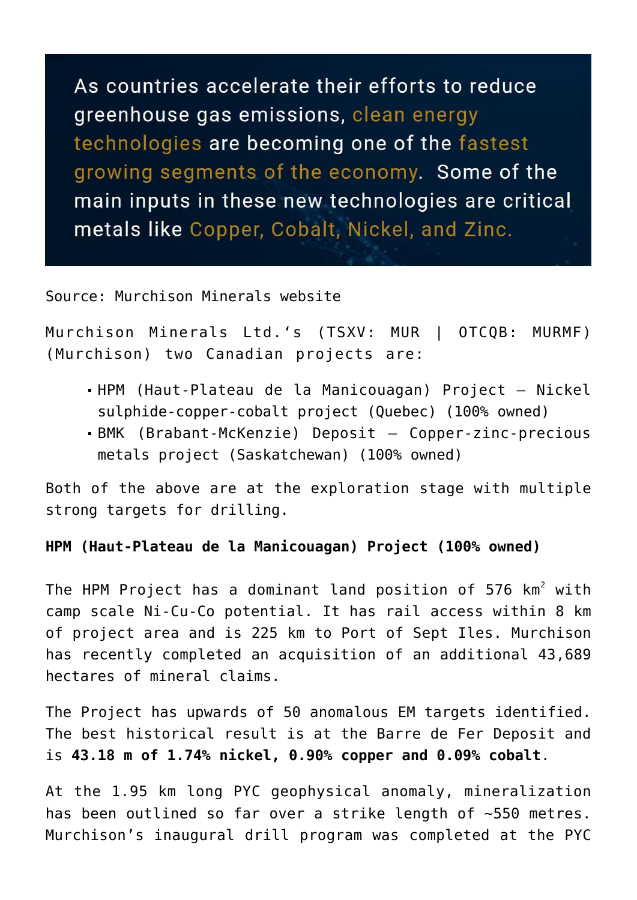As countries accelerate their efforts to reduce greenhouse gas emissions, clean energy technologies are becoming one of the fastest growing segments of the economy. Some of the main inputs in these new technologies are critical metals like Copper, Cobalt, Nickel, and Zinc.

Source: Murchison Minerals website

Murchison Minerals Ltd.'s (TSXV: MUR | OTCQB: MURMF) (Murchison) two Canadian projects are:

- HPM (Haut-Plateau de la Manicouagan) Project – Nickel sulphide-copper-cobalt project (Quebec) (100% owned)
- BMK (Brabant-McKenzie) Deposit – Copper-zinc-precious metals project (Saskatchewan) (100% owned)

Both of the above are at the exploration stage with multiple strong targets for drilling.

**HPM (Haut-Plateau de la Manicouagan) Project (100% owned)**

The HPM Project has a dominant land position of 576 $km^2$ with camp scale Ni-Cu-Co potential. It has rail access within 8 km of project area and is 225 km to Port of Sept Iles. Murchison has recently completed an acquisition of an additional 43,689 hectares of mineral claims.

The Project has upwards of 50 anomalous EM targets identified. The best historical result is at the Barre de Fer Deposit and is **43.18 m of 1.74% nickel, 0.90% copper and 0.09% cobalt**.

At the 1.95 km long PYC geophysical anomaly, mineralization has been outlined so far over a strike length of ~550 metres. Murchison's inaugural drill program was completed at the PYC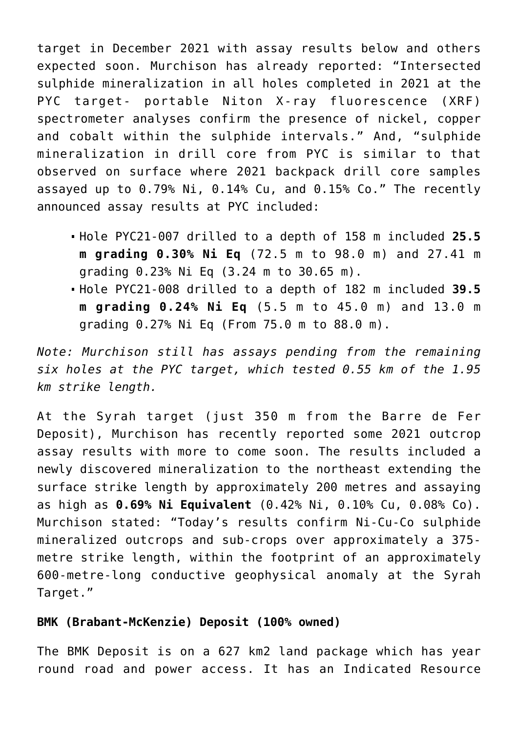target in December 2021 with assay results below and others expected soon. Murchison has already reported: "Intersected sulphide mineralization in all holes completed in 2021 at the PYC target- portable Niton X-ray fluorescence (XRF) spectrometer analyses confirm the presence of nickel, copper and cobalt within the sulphide intervals." And, "sulphide mineralization in drill core from PYC is similar to that observed on surface where 2021 backpack drill core samples assayed up to 0.79% Ni, 0.14% Cu, and 0.15% Co." The recently announced assay results at PYC included:

- Hole PYC21-007 drilled to a depth of 158 m included **25.5 m grading 0.30% Ni Eq** (72.5 m to 98.0 m) and 27.41 m grading 0.23% Ni Eq (3.24 m to 30.65 m).
- Hole PYC21-008 drilled to a depth of 182 m included **39.5 m grading 0.24% Ni Eq** (5.5 m to 45.0 m) and 13.0 m grading 0.27% Ni Eq (From 75.0 m to 88.0 m).

*Note: Murchison still has assays pending from the remaining six holes at the PYC target, which tested 0.55 km of the 1.95 km strike length.*

At the Syrah target (just 350 m from the Barre de Fer Deposit), Murchison has recently reported some 2021 outcrop assay results with more to come soon. The results included a newly discovered mineralization to the northeast extending the surface strike length by approximately 200 metres and assaying as high as **0.69% Ni Equivalent** (0.42% Ni, 0.10% Cu, 0.08% Co). Murchison stated: "Today's results confirm Ni-Cu-Co sulphide mineralized outcrops and sub-crops over approximately a 375-metre strike length, within the footprint of an approximately 600-metre-long conductive geophysical anomaly at the Syrah Target."

**BMK (Brabant-McKenzie) Deposit (100% owned)**

The BMK Deposit is on a 627 km2 land package which has year round road and power access. It has an Indicated Resource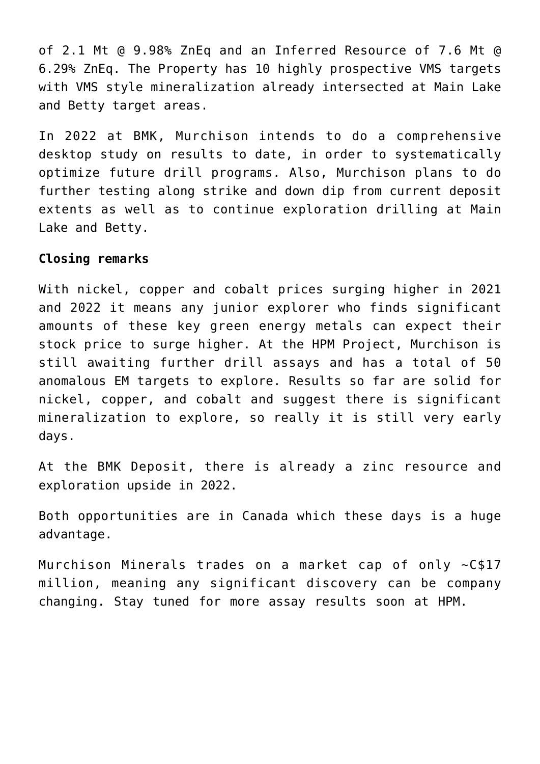of 2.1 Mt @ 9.98% ZnEq and an Inferred Resource of 7.6 Mt @ 6.29% ZnEq. The Property has 10 highly prospective VMS targets with VMS style mineralization already intersected at Main Lake and Betty target areas.

In 2022 at BMK, Murchison intends to do a comprehensive desktop study on results to date, in order to systematically optimize future drill programs. Also, Murchison plans to do further testing along strike and down dip from current deposit extents as well as to continue exploration drilling at Main Lake and Betty.

**Closing remarks**

With nickel, copper and cobalt prices surging higher in 2021 and 2022 it means any junior explorer who finds significant amounts of these key green energy metals can expect their stock price to surge higher. At the HPM Project, Murchison is still awaiting further drill assays and has a total of 50 anomalous EM targets to explore. Results so far are solid for nickel, copper, and cobalt and suggest there is significant mineralization to explore, so really it is still very early days.

At the BMK Deposit, there is already a zinc resource and exploration upside in 2022.

Both opportunities are in Canada which these days is a huge advantage.

Murchison Minerals trades on a market cap of only ~C$17 million, meaning any significant discovery can be company changing. Stay tuned for more assay results soon at HPM.